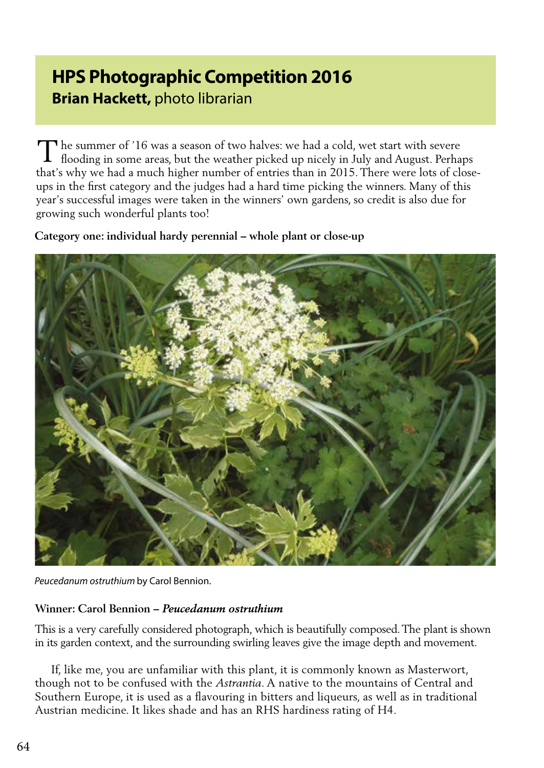# HPS Photographic Competition 2016

**Brian Hackett,** photo librarian

The summer of '16 was a season of two halves: we had a cold, wet start with severe flooding in some areas, but the weather picked up nicely in July and August. Perhaps that's why we had a much higher number of entries than in 2015. There were lots of close-ups in the first category and the judges had a hard time picking the winners. Many of this year's successful images were taken in the winners' own gardens, so credit is also due for growing such wonderful plants too!

**Category one: individual hardy perennial – whole plant or close-up**

*Peucedanum ostruthium* by Carol Bennion.

**Winner: Carol Bennion – *Peucedanum ostruthium***

This is a very carefully considered photograph, which is beautifully composed. The plant is shown in its garden context, and the surrounding swirling leaves give the image depth and movement.

If, like me, you are unfamiliar with this plant, it is commonly known as Masterwort, though not to be confused with the *Astrantia*. A native to the mountains of Central and Southern Europe, it is used as a flavouring in bitters and liqueurs, as well as in traditional Austrian medicine. It likes shade and has an RHS hardiness rating of H4.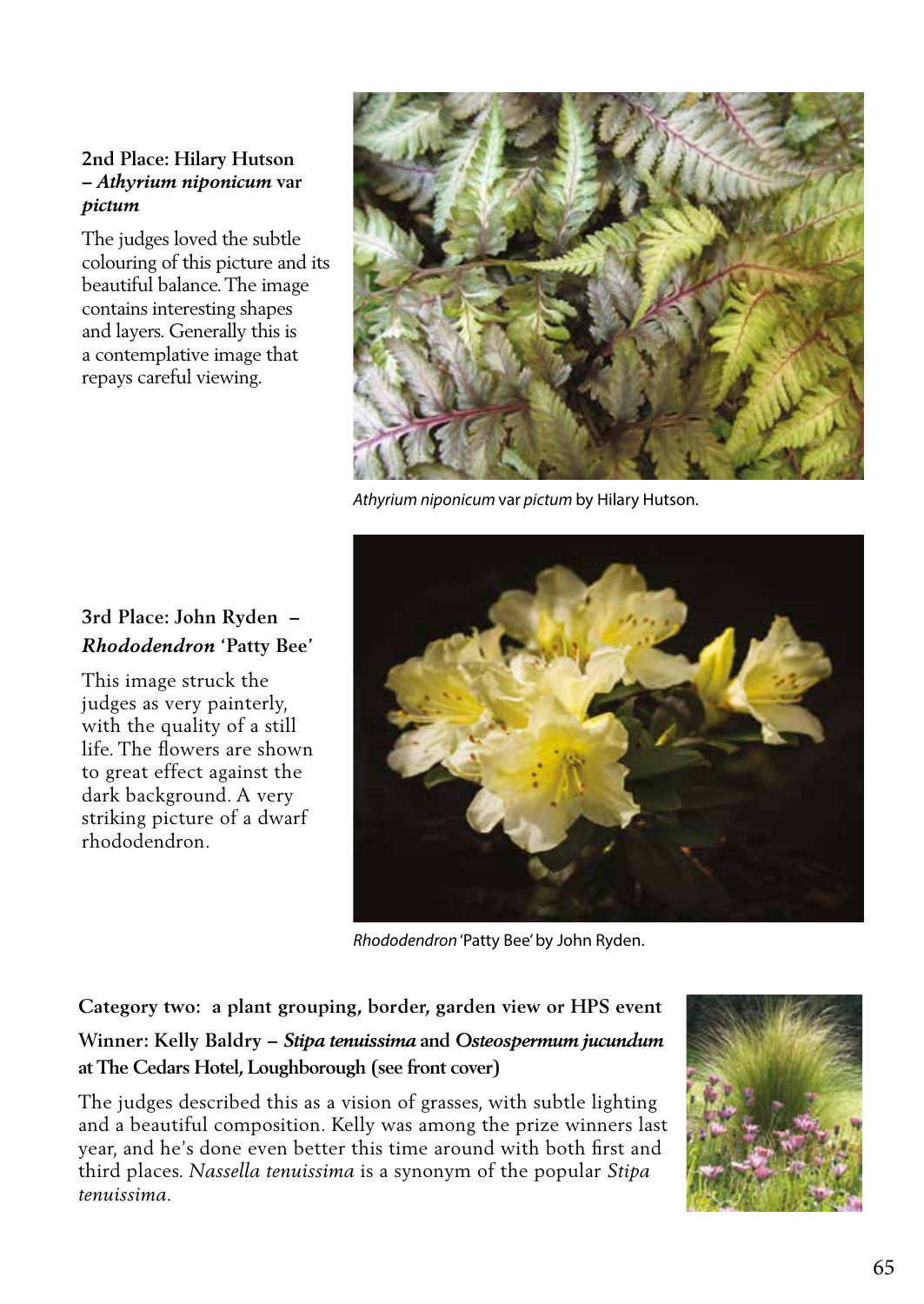**2nd Place: Hilary Hutson – *Athyrium niponicum* var *pictum***

The judges loved the subtle colouring of this picture and its beautiful balance. The image contains interesting shapes and layers. Generally this is a contemplative image that repays careful viewing.

*Athyrium niponicum* var *pictum* by Hilary Hutson.

**3rd Place: John Ryden – *Rhododendron* 'Patty Bee'**

This image struck the judges as very painterly, with the quality of a still life. The flowers are shown to great effect against the dark background. A very striking picture of a dwarf rhododendron.

*Rhododendron* 'Patty Bee' by John Ryden.

**Category two: a plant grouping, border, garden view or HPS event**

**Winner: Kelly Baldry – *Stipa tenuissima* and *Osteospermum jucundum* at The Cedars Hotel, Loughborough (see front cover)**

The judges described this as a vision of grasses, with subtle lighting and a beautiful composition. Kelly was among the prize winners last year, and he's done even better this time around with both first and third places. *Nassella tenuissima* is a synonym of the popular *Stipa tenuissima*.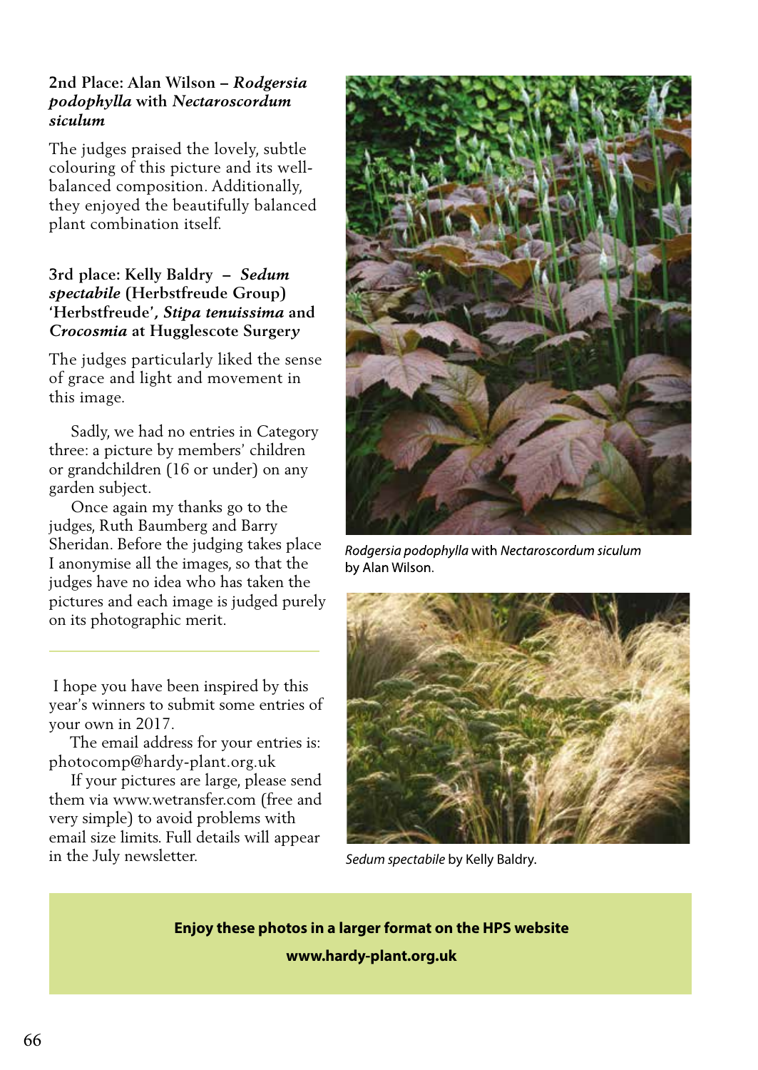### 2nd Place: Alan Wilson – *Rodgersia podophylla* with *Nectaroscordum siculum*

The judges praised the lovely, subtle colouring of this picture and its well-balanced composition. Additionally, they enjoyed the beautifully balanced plant combination itself.

### 3rd place: Kelly Baldry – *Sedum spectabile* (Herbstfreude Group) 'Herbstfreude', *Stipa tenuissima* and *Crocosmia* at Hugglescote Surgery

The judges particularly liked the sense of grace and light and movement in this image.

Sadly, we had no entries in Category three: a picture by members' children or grandchildren (16 or under) on any garden subject.

Once again my thanks go to the judges, Ruth Baumberg and Barry Sheridan. Before the judging takes place I anonymise all the images, so that the judges have no idea who has taken the pictures and each image is judged purely on its photographic merit.

---

I hope you have been inspired by this year's winners to submit some entries of your own in 2017.

The email address for your entries is: photocomp@hardy-plant.org.uk

If your pictures are large, please send them via www.wetransfer.com (free and very simple) to avoid problems with email size limits. Full details will appear in the July newsletter.

*Rodgersia podophylla* with *Nectaroscordum siculum* by Alan Wilson.

*Sedum spectabile* by Kelly Baldry.

**Enjoy these photos in a larger format on the HPS website**

**www.hardy-plant.org.uk**